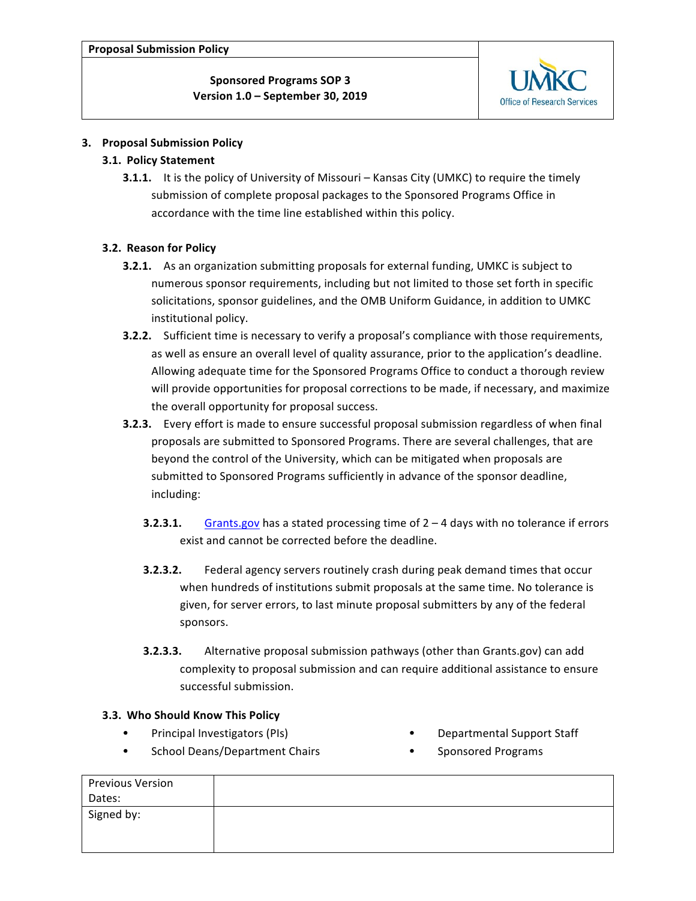| **Proposal Submission Policy** | |
|---|---|
| **Sponsored Programs SOP 3**<br>**Version 1.0 – September 30, 2019** | UMKC Office of Research Services |

## 3. Proposal Submission Policy

### 3.1. Policy Statement

**3.1.1.** It is the policy of University of Missouri – Kansas City (UMKC) to require the timely submission of complete proposal packages to the Sponsored Programs Office in accordance with the time line established within this policy.

### 3.2. Reason for Policy

**3.2.1.** As an organization submitting proposals for external funding, UMKC is subject to numerous sponsor requirements, including but not limited to those set forth in specific solicitations, sponsor guidelines, and the OMB Uniform Guidance, in addition to UMKC institutional policy.

**3.2.2.** Sufficient time is necessary to verify a proposal's compliance with those requirements, as well as ensure an overall level of quality assurance, prior to the application's deadline. Allowing adequate time for the Sponsored Programs Office to conduct a thorough review will provide opportunities for proposal corrections to be made, if necessary, and maximize the overall opportunity for proposal success.

**3.2.3.** Every effort is made to ensure successful proposal submission regardless of when final proposals are submitted to Sponsored Programs. There are several challenges, that are beyond the control of the University, which can be mitigated when proposals are submitted to Sponsored Programs sufficiently in advance of the sponsor deadline, including:

**3.2.3.1.** [Grants.gov](Grants.gov) has a stated processing time of 2 – 4 days with no tolerance if errors exist and cannot be corrected before the deadline.

**3.2.3.2.** Federal agency servers routinely crash during peak demand times that occur when hundreds of institutions submit proposals at the same time. No tolerance is given, for server errors, to last minute proposal submitters by any of the federal sponsors.

**3.2.3.3.** Alternative proposal submission pathways (other than Grants.gov) can add complexity to proposal submission and can require additional assistance to ensure successful submission.

### 3.3. Who Should Know This Policy

- Principal Investigators (PIs)
- School Deans/Department Chairs
- Departmental Support Staff
- Sponsored Programs

| Previous Version Dates: | |
|---|---|
| Signed by: | |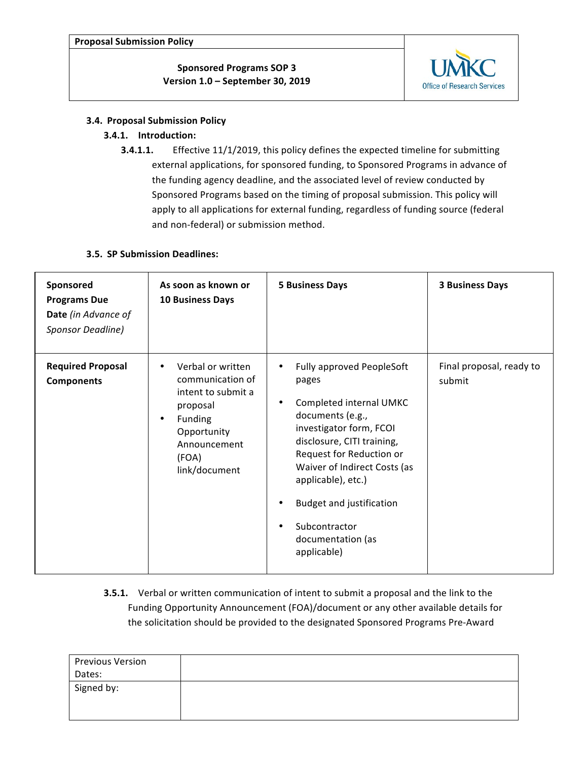### 3.4. Proposal Submission Policy

#### 3.4.1. Introduction:

**3.4.1.1.** Effective 11/1/2019, this policy defines the expected timeline for submitting external applications, for sponsored funding, to Sponsored Programs in advance of the funding agency deadline, and the associated level of review conducted by Sponsored Programs based on the timing of proposal submission. This policy will apply to all applications for external funding, regardless of funding source (federal and non-federal) or submission method.

### 3.5. SP Submission Deadlines:

| **Sponsored Programs Due Date** *(in Advance of Sponsor Deadline)* | **As soon as known or 10 Business Days** | **5 Business Days** | **3 Business Days** |
|---|---|---|---|
| **Required Proposal Components** | • Verbal or written communication of intent to submit a proposal<br>• Funding Opportunity Announcement (FOA) link/document | • Fully approved PeopleSoft pages<br>• Completed internal UMKC documents (e.g., investigator form, FCOI disclosure, CITI training, Request for Reduction or Waiver of Indirect Costs (as applicable), etc.)<br>• Budget and justification<br>• Subcontractor documentation (as applicable) | Final proposal, ready to submit |

**3.5.1.** Verbal or written communication of intent to submit a proposal and the link to the Funding Opportunity Announcement (FOA)/document or any other available details for the solicitation should be provided to the designated Sponsored Programs Pre-Award

| Previous Version Dates: | |
|---|---|
| Signed by: | |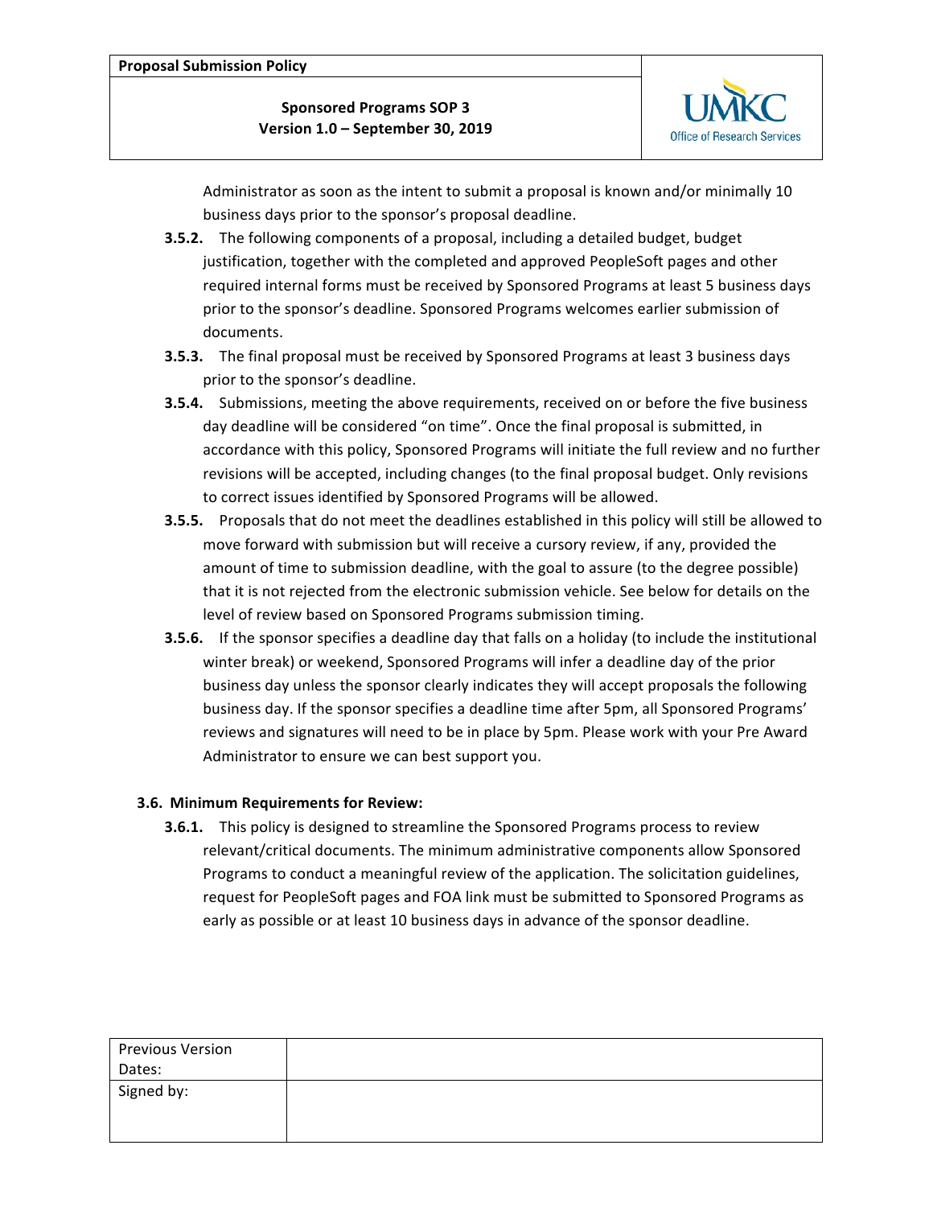Administrator as soon as the intent to submit a proposal is known and/or minimally 10 business days prior to the sponsor's proposal deadline.

**3.5.2.** The following components of a proposal, including a detailed budget, budget justification, together with the completed and approved PeopleSoft pages and other required internal forms must be received by Sponsored Programs at least 5 business days prior to the sponsor's deadline. Sponsored Programs welcomes earlier submission of documents.

**3.5.3.** The final proposal must be received by Sponsored Programs at least 3 business days prior to the sponsor's deadline.

**3.5.4.** Submissions, meeting the above requirements, received on or before the five business day deadline will be considered "on time". Once the final proposal is submitted, in accordance with this policy, Sponsored Programs will initiate the full review and no further revisions will be accepted, including changes (to the final proposal budget. Only revisions to correct issues identified by Sponsored Programs will be allowed.

**3.5.5.** Proposals that do not meet the deadlines established in this policy will still be allowed to move forward with submission but will receive a cursory review, if any, provided the amount of time to submission deadline, with the goal to assure (to the degree possible) that it is not rejected from the electronic submission vehicle. See below for details on the level of review based on Sponsored Programs submission timing.

**3.5.6.** If the sponsor specifies a deadline day that falls on a holiday (to include the institutional winter break) or weekend, Sponsored Programs will infer a deadline day of the prior business day unless the sponsor clearly indicates they will accept proposals the following business day. If the sponsor specifies a deadline time after 5pm, all Sponsored Programs' reviews and signatures will need to be in place by 5pm. Please work with your Pre Award Administrator to ensure we can best support you.

### 3.6. Minimum Requirements for Review:

**3.6.1.** This policy is designed to streamline the Sponsored Programs process to review relevant/critical documents. The minimum administrative components allow Sponsored Programs to conduct a meaningful review of the application. The solicitation guidelines, request for PeopleSoft pages and FOA link must be submitted to Sponsored Programs as early as possible or at least 10 business days in advance of the sponsor deadline.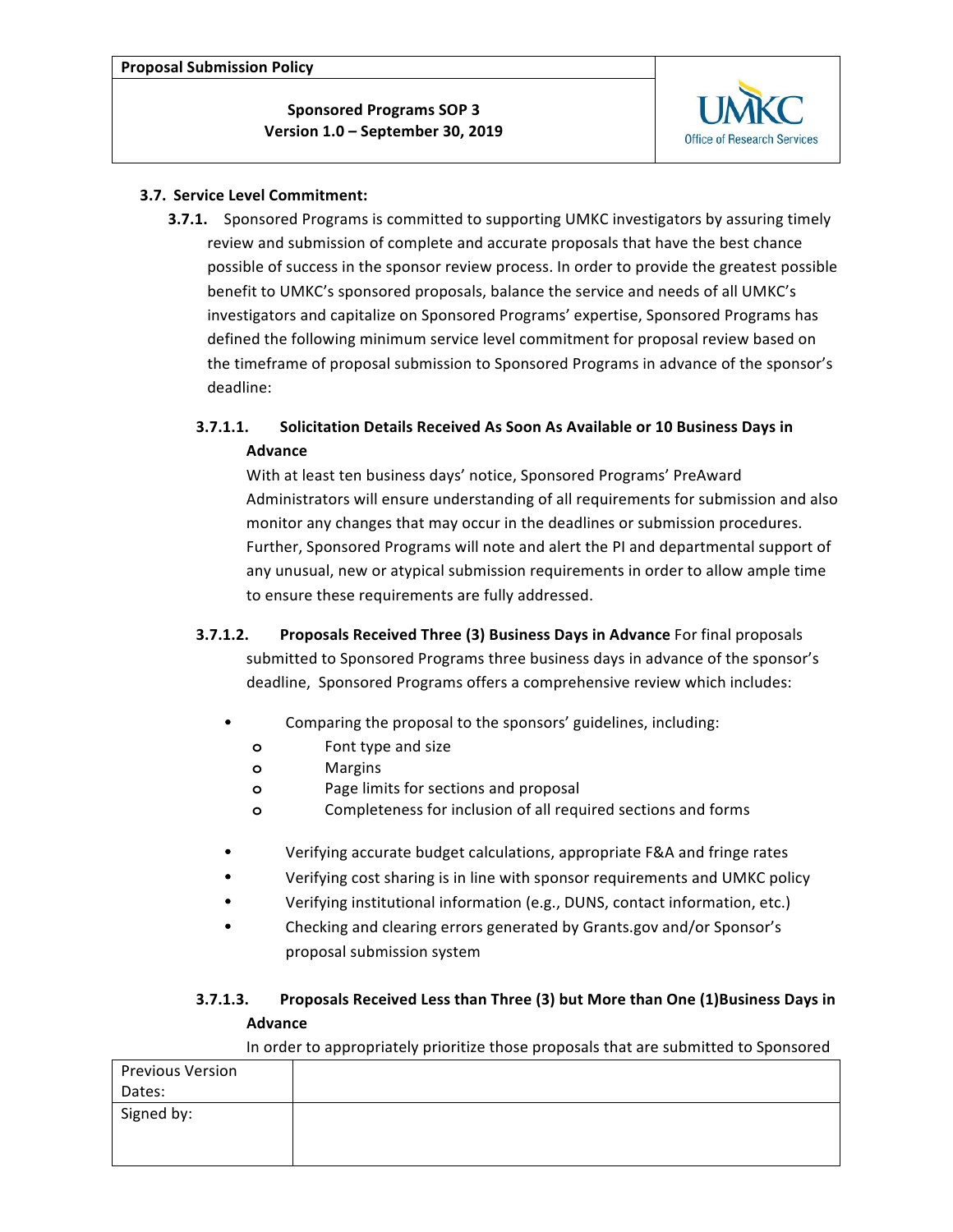### 3.7. Service Level Commitment:

**3.7.1.** Sponsored Programs is committed to supporting UMKC investigators by assuring timely review and submission of complete and accurate proposals that have the best chance possible of success in the sponsor review process. In order to provide the greatest possible benefit to UMKC's sponsored proposals, balance the service and needs of all UMKC's investigators and capitalize on Sponsored Programs' expertise, Sponsored Programs has defined the following minimum service level commitment for proposal review based on the timeframe of proposal submission to Sponsored Programs in advance of the sponsor's deadline:

**3.7.1.1. Solicitation Details Received As Soon As Available or 10 Business Days in Advance**

With at least ten business days' notice, Sponsored Programs' PreAward Administrators will ensure understanding of all requirements for submission and also monitor any changes that may occur in the deadlines or submission procedures. Further, Sponsored Programs will note and alert the PI and departmental support of any unusual, new or atypical submission requirements in order to allow ample time to ensure these requirements are fully addressed.

**3.7.1.2. Proposals Received Three (3) Business Days in Advance** For final proposals submitted to Sponsored Programs three business days in advance of the sponsor's deadline, Sponsored Programs offers a comprehensive review which includes:

- Comparing the proposal to the sponsors' guidelines, including:
  - Font type and size
  - Margins
  - Page limits for sections and proposal
  - Completeness for inclusion of all required sections and forms
- Verifying accurate budget calculations, appropriate F&A and fringe rates
- Verifying cost sharing is in line with sponsor requirements and UMKC policy
- Verifying institutional information (e.g., DUNS, contact information, etc.)
- Checking and clearing errors generated by Grants.gov and/or Sponsor's proposal submission system

**3.7.1.3. Proposals Received Less than Three (3) but More than One (1)Business Days in Advance**

In order to appropriately prioritize those proposals that are submitted to Sponsored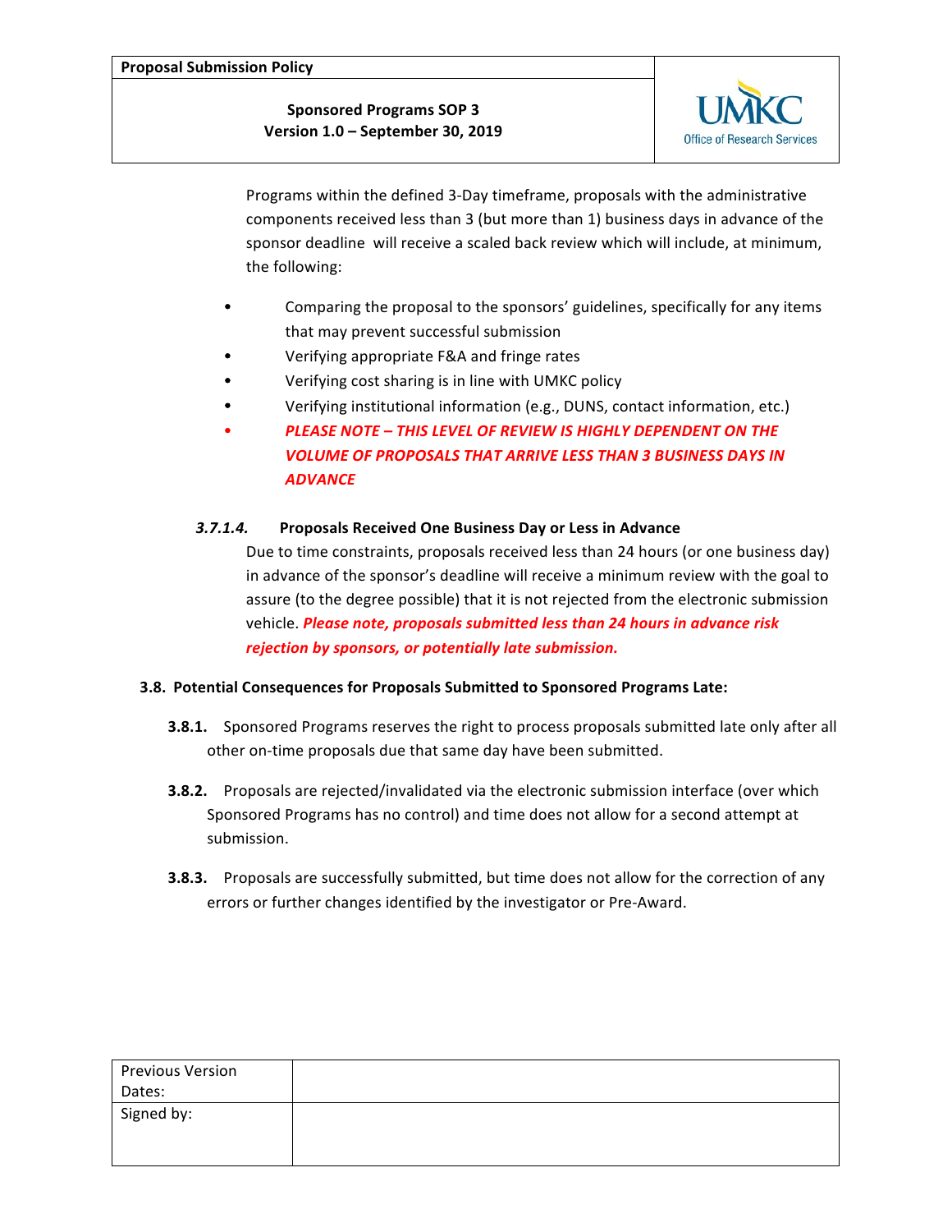Programs within the defined 3-Day timeframe, proposals with the administrative components received less than 3 (but more than 1) business days in advance of the sponsor deadline will receive a scaled back review which will include, at minimum, the following:

- Comparing the proposal to the sponsors' guidelines, specifically for any items that may prevent successful submission
- Verifying appropriate F&A and fringe rates
- Verifying cost sharing is in line with UMKC policy
- Verifying institutional information (e.g., DUNS, contact information, etc.)
- ***PLEASE NOTE – THIS LEVEL OF REVIEW IS HIGHLY DEPENDENT ON THE VOLUME OF PROPOSALS THAT ARRIVE LESS THAN 3 BUSINESS DAYS IN ADVANCE***

***3.7.1.4.*** **Proposals Received One Business Day or Less in Advance**

Due to time constraints, proposals received less than 24 hours (or one business day) in advance of the sponsor's deadline will receive a minimum review with the goal to assure (to the degree possible) that it is not rejected from the electronic submission vehicle. ***Please note, proposals submitted less than 24 hours in advance risk rejection by sponsors, or potentially late submission.***

**3.8. Potential Consequences for Proposals Submitted to Sponsored Programs Late:**

**3.8.1.** Sponsored Programs reserves the right to process proposals submitted late only after all other on-time proposals due that same day have been submitted.

**3.8.2.** Proposals are rejected/invalidated via the electronic submission interface (over which Sponsored Programs has no control) and time does not allow for a second attempt at submission.

**3.8.3.** Proposals are successfully submitted, but time does not allow for the correction of any errors or further changes identified by the investigator or Pre-Award.

| Previous Version Dates: | |
|---|---|
| Signed by: | |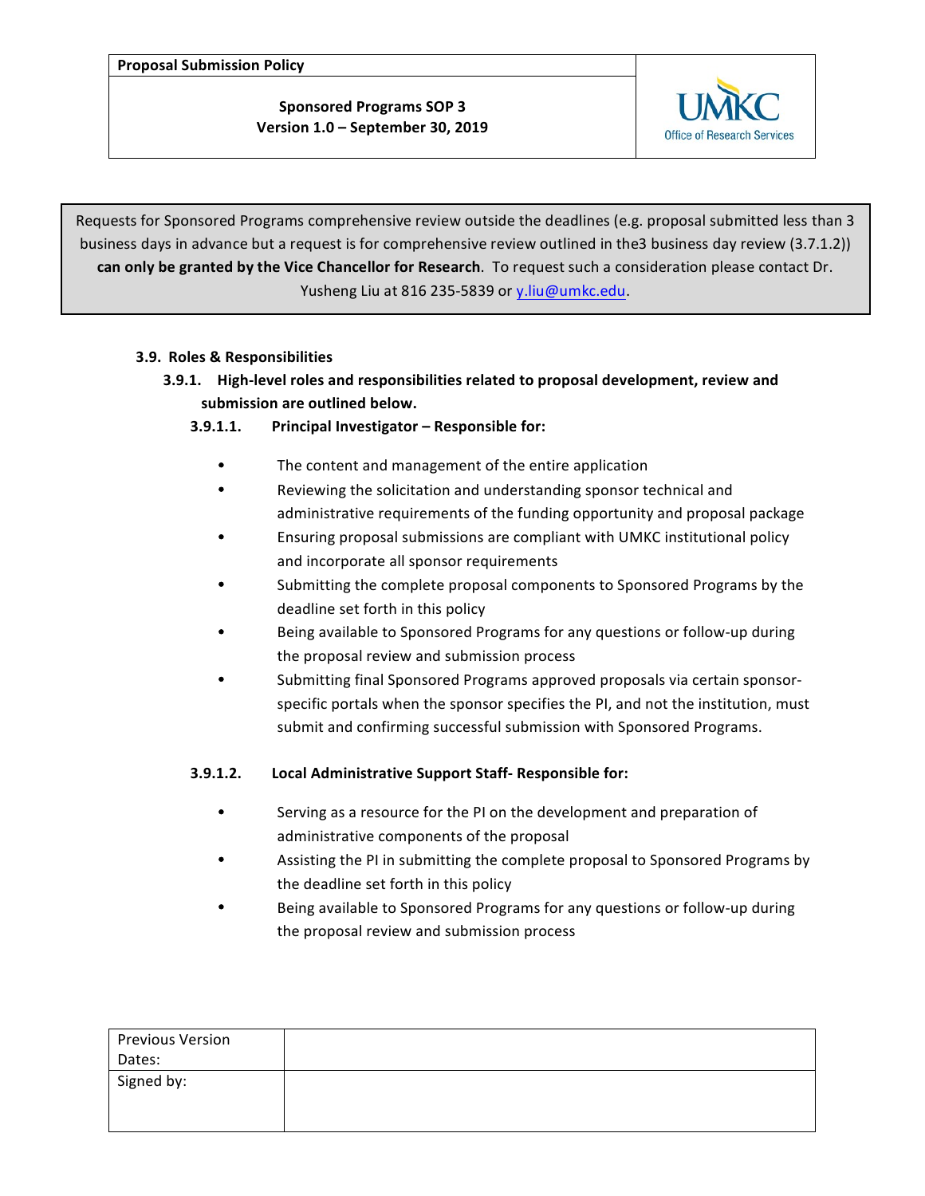Requests for Sponsored Programs comprehensive review outside the deadlines (e.g. proposal submitted less than 3 business days in advance but a request is for comprehensive review outlined in the3 business day review (3.7.1.2)) **can only be granted by the Vice Chancellor for Research**. To request such a consideration please contact Dr. Yusheng Liu at 816 235-5839 or y.liu@umkc.edu.

### 3.9. Roles & Responsibilities

#### 3.9.1. High-level roles and responsibilities related to proposal development, review and submission are outlined below.

##### 3.9.1.1. Principal Investigator – Responsible for:

- The content and management of the entire application
- Reviewing the solicitation and understanding sponsor technical and administrative requirements of the funding opportunity and proposal package
- Ensuring proposal submissions are compliant with UMKC institutional policy and incorporate all sponsor requirements
- Submitting the complete proposal components to Sponsored Programs by the deadline set forth in this policy
- Being available to Sponsored Programs for any questions or follow-up during the proposal review and submission process
- Submitting final Sponsored Programs approved proposals via certain sponsor-specific portals when the sponsor specifies the PI, and not the institution, must submit and confirming successful submission with Sponsored Programs.

##### 3.9.1.2. Local Administrative Support Staff- Responsible for:

- Serving as a resource for the PI on the development and preparation of administrative components of the proposal
- Assisting the PI in submitting the complete proposal to Sponsored Programs by the deadline set forth in this policy
- Being available to Sponsored Programs for any questions or follow-up during the proposal review and submission process

| Previous Version Dates: | |
|---|---|
| Signed by: | |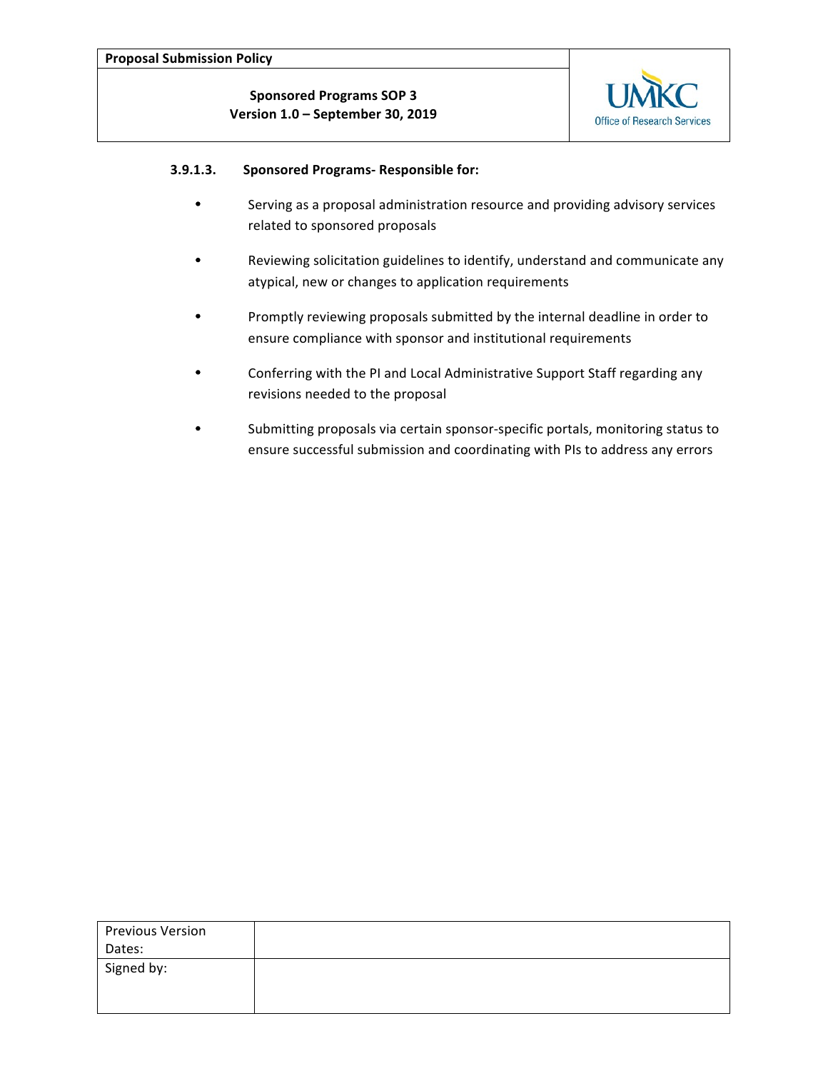#### 3.9.1.3. Sponsored Programs- Responsible for:

- Serving as a proposal administration resource and providing advisory services related to sponsored proposals
- Reviewing solicitation guidelines to identify, understand and communicate any atypical, new or changes to application requirements
- Promptly reviewing proposals submitted by the internal deadline in order to ensure compliance with sponsor and institutional requirements
- Conferring with the PI and Local Administrative Support Staff regarding any revisions needed to the proposal
- Submitting proposals via certain sponsor-specific portals, monitoring status to ensure successful submission and coordinating with PIs to address any errors

| | |
|---|---|
| Previous Version Dates: | |
| Signed by: | |